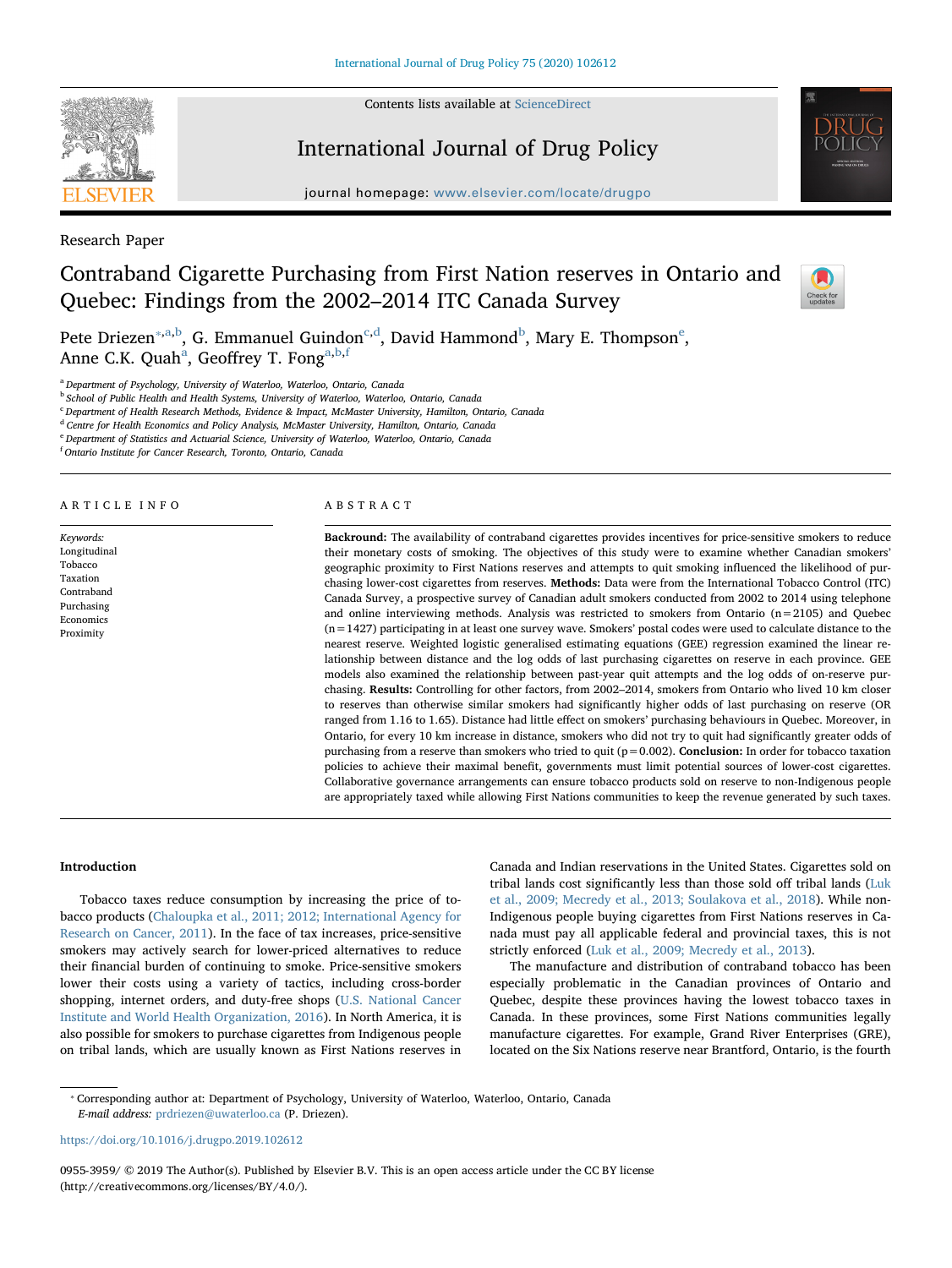Research Paper

# Contraband Cigarette Purchasing from First Nation reserves in Ontario and Quebec: Findings from the 2002–2014 ITC Canada Survey

Pete Driezen*[a,b], G. Emmanuel Guindon[c,d], David Hammond[b], Mary E. Thompson[e], Anne C.K. Quah[a], Geoffrey T. Fong[a,b,f]

[a] Department of Psychology, University of Waterloo, Waterloo, Ontario, Canada
[b] School of Public Health and Health Systems, University of Waterloo, Waterloo, Ontario, Canada
[c] Department of Health Research Methods, Evidence & Impact, McMaster University, Hamilton, Ontario, Canada
[d] Centre for Health Economics and Policy Analysis, McMaster University, Hamilton, Ontario, Canada
[e] Department of Statistics and Actuarial Science, University of Waterloo, Waterloo, Ontario, Canada
[f] Ontario Institute for Cancer Research, Toronto, Ontario, Canada

## ARTICLE INFO

*Keywords:*
Longitudinal
Tobacco
Taxation
Contraband
Purchasing
Economics
Proximity

## ABSTRACT

**Backround:** The availability of contraband cigarettes provides incentives for price-sensitive smokers to reduce their monetary costs of smoking. The objectives of this study were to examine whether Canadian smokers' geographic proximity to First Nations reserves and attempts to quit smoking influenced the likelihood of purchasing lower-cost cigarettes from reserves. **Methods:** Data were from the International Tobacco Control (ITC) Canada Survey, a prospective survey of Canadian adult smokers conducted from 2002 to 2014 using telephone and online interviewing methods. Analysis was restricted to smokers from Ontario (n = 2105) and Quebec (n = 1427) participating in at least one survey wave. Smokers' postal codes were used to calculate distance to the nearest reserve. Weighted logistic generalised estimating equations (GEE) regression examined the linear relationship between distance and the log odds of last purchasing cigarettes on reserve in each province. GEE models also examined the relationship between past-year quit attempts and the log odds of on-reserve purchasing. **Results:** Controlling for other factors, from 2002–2014, smokers from Ontario who lived 10 km closer to reserves than otherwise similar smokers had significantly higher odds of last purchasing on reserve (OR ranged from 1.16 to 1.65). Distance had little effect on smokers' purchasing behaviours in Quebec. Moreover, in Ontario, for every 10 km increase in distance, smokers who did not try to quit had significantly greater odds of purchasing from a reserve than smokers who tried to quit (p = 0.002). **Conclusion:** In order for tobacco taxation policies to achieve their maximal benefit, governments must limit potential sources of lower-cost cigarettes. Collaborative governance arrangements can ensure tobacco products sold on reserve to non-Indigenous people are appropriately taxed while allowing First Nations communities to keep the revenue generated by such taxes.

## Introduction

Tobacco taxes reduce consumption by increasing the price of tobacco products (Chaloupka et al., 2011; 2012; International Agency for Research on Cancer, 2011). In the face of tax increases, price-sensitive smokers may actively search for lower-priced alternatives to reduce their financial burden of continuing to smoke. Price-sensitive smokers lower their costs using a variety of tactics, including cross-border shopping, internet orders, and duty-free shops (U.S. National Cancer Institute and World Health Organization, 2016). In North America, it is also possible for smokers to purchase cigarettes from Indigenous people on tribal lands, which are usually known as First Nations reserves in Canada and Indian reservations in the United States. Cigarettes sold on tribal lands cost significantly less than those sold off tribal lands (Luk et al., 2009; Mecredy et al., 2013; Soulakova et al., 2018). While non-Indigenous people buying cigarettes from First Nations reserves in Canada must pay all applicable federal and provincial taxes, this is not strictly enforced (Luk et al., 2009; Mecredy et al., 2013).

The manufacture and distribution of contraband tobacco has been especially problematic in the Canadian provinces of Ontario and Quebec, despite these provinces having the lowest tobacco taxes in Canada. In these provinces, some First Nations communities legally manufacture cigarettes. For example, Grand River Enterprises (GRE), located on the Six Nations reserve near Brantford, Ontario, is the fourth

* Corresponding author at: Department of Psychology, University of Waterloo, Waterloo, Ontario, Canada
*E-mail address:* prdriezen@uwaterloo.ca (P. Driezen).

https://doi.org/10.1016/j.drugpo.2019.102612

0955-3959/ © 2019 The Author(s). Published by Elsevier B.V. This is an open access article under the CC BY license (http://creativecommons.org/licenses/BY/4.0/).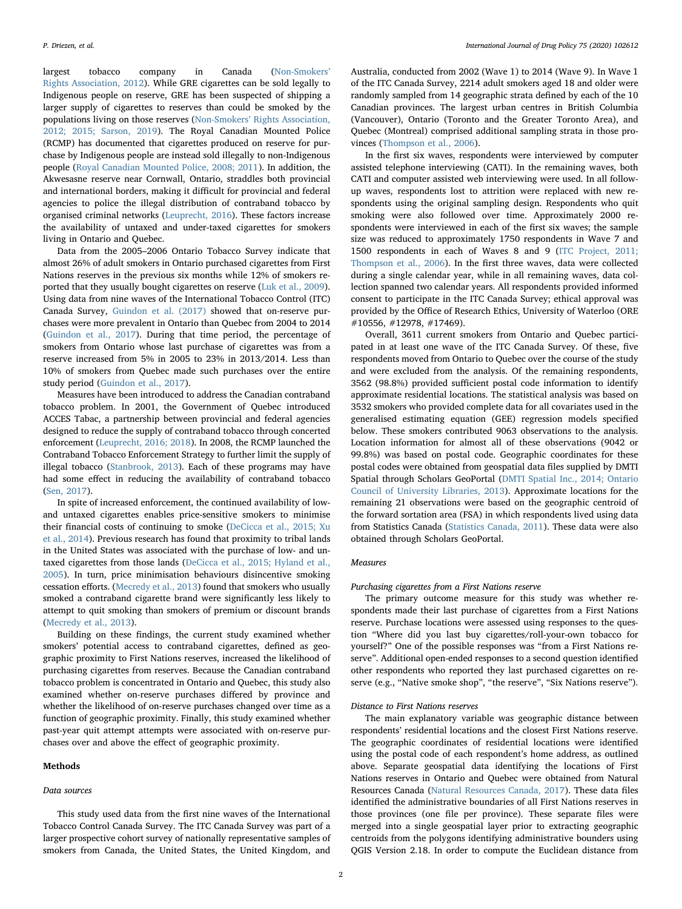largest tobacco company in Canada (Non-Smokers' Rights Association, 2012). While GRE cigarettes can be sold legally to Indigenous people on reserve, GRE has been suspected of shipping a larger supply of cigarettes to reserves than could be smoked by the populations living on those reserves (Non-Smokers' Rights Association, 2012; 2015; Sarson, 2019). The Royal Canadian Mounted Police (RCMP) has documented that cigarettes produced on reserve for purchase by Indigenous people are instead sold illegally to non-Indigenous people (Royal Canadian Mounted Police, 2008; 2011). In addition, the Akwesasne reserve near Cornwall, Ontario, straddles both provincial and international borders, making it difficult for provincial and federal agencies to police the illegal distribution of contraband tobacco by organised criminal networks (Leuprecht, 2016). These factors increase the availability of untaxed and under-taxed cigarettes for smokers living in Ontario and Quebec.

Data from the 2005–2006 Ontario Tobacco Survey indicate that almost 26% of adult smokers in Ontario purchased cigarettes from First Nations reserves in the previous six months while 12% of smokers reported that they usually bought cigarettes on reserve (Luk et al., 2009). Using data from nine waves of the International Tobacco Control (ITC) Canada Survey, Guindon et al. (2017) showed that on-reserve purchases were more prevalent in Ontario than Quebec from 2004 to 2014 (Guindon et al., 2017). During that time period, the percentage of smokers from Ontario whose last purchase of cigarettes was from a reserve increased from 5% in 2005 to 23% in 2013/2014. Less than 10% of smokers from Quebec made such purchases over the entire study period (Guindon et al., 2017).

Measures have been introduced to address the Canadian contraband tobacco problem. In 2001, the Government of Quebec introduced ACCES Tabac, a partnership between provincial and federal agencies designed to reduce the supply of contraband tobacco through concerted enforcement (Leuprecht, 2016; 2018). In 2008, the RCMP launched the Contraband Tobacco Enforcement Strategy to further limit the supply of illegal tobacco (Stanbrook, 2013). Each of these programs may have had some effect in reducing the availability of contraband tobacco (Sen, 2017).

In spite of increased enforcement, the continued availability of low- and untaxed cigarettes enables price-sensitive smokers to minimise their financial costs of continuing to smoke (DeCicca et al., 2015; Xu et al., 2014). Previous research has found that proximity to tribal lands in the United States was associated with the purchase of low- and untaxed cigarettes from those lands (DeCicca et al., 2015; Hyland et al., 2005). In turn, price minimisation behaviours disincentive smoking cessation efforts. (Mecredy et al., 2013) found that smokers who usually smoked a contraband cigarette brand were significantly less likely to attempt to quit smoking than smokers of premium or discount brands (Mecredy et al., 2013).

Building on these findings, the current study examined whether smokers' potential access to contraband cigarettes, defined as geographic proximity to First Nations reserves, increased the likelihood of purchasing cigarettes from reserves. Because the Canadian contraband tobacco problem is concentrated in Ontario and Quebec, this study also examined whether on-reserve purchases differed by province and whether the likelihood of on-reserve purchases changed over time as a function of geographic proximity. Finally, this study examined whether past-year quit attempt attempts were associated with on-reserve purchases over and above the effect of geographic proximity.

## Methods

### Data sources

This study used data from the first nine waves of the International Tobacco Control Canada Survey. The ITC Canada Survey was part of a larger prospective cohort survey of nationally representative samples of smokers from Canada, the United States, the United Kingdom, and Australia, conducted from 2002 (Wave 1) to 2014 (Wave 9). In Wave 1 of the ITC Canada Survey, 2214 adult smokers aged 18 and older were randomly sampled from 14 geographic strata defined by each of the 10 Canadian provinces. The largest urban centres in British Columbia (Vancouver), Ontario (Toronto and the Greater Toronto Area), and Quebec (Montreal) comprised additional sampling strata in those provinces (Thompson et al., 2006).

In the first six waves, respondents were interviewed by computer assisted telephone interviewing (CATI). In the remaining waves, both CATI and computer assisted web interviewing were used. In all follow-up waves, respondents lost to attrition were replaced with new respondents using the original sampling design. Respondents who quit smoking were also followed over time. Approximately 2000 respondents were interviewed in each of the first six waves; the sample size was reduced to approximately 1750 respondents in Wave 7 and 1500 respondents in each of Waves 8 and 9 (ITC Project, 2011; Thompson et al., 2006). In the first three waves, data were collected during a single calendar year, while in all remaining waves, data collection spanned two calendar years. All respondents provided informed consent to participate in the ITC Canada Survey; ethical approval was provided by the Office of Research Ethics, University of Waterloo (ORE #10556, #12978, #17469).

Overall, 3611 current smokers from Ontario and Quebec participated in at least one wave of the ITC Canada Survey. Of these, five respondents moved from Ontario to Quebec over the course of the study and were excluded from the analysis. Of the remaining respondents, 3562 (98.8%) provided sufficient postal code information to identify approximate residential locations. The statistical analysis was based on 3532 smokers who provided complete data for all covariates used in the generalised estimating equation (GEE) regression models specified below. These smokers contributed 9063 observations to the analysis. Location information for almost all of these observations (9042 or 99.8%) was based on postal code. Geographic coordinates for these postal codes were obtained from geospatial data files supplied by DMTI Spatial through Scholars GeoPortal (DMTI Spatial Inc., 2014; Ontario Council of University Libraries, 2013). Approximate locations for the remaining 21 observations were based on the geographic centroid of the forward sortation area (FSA) in which respondents lived using data from Statistics Canada (Statistics Canada, 2011). These data were also obtained through Scholars GeoPortal.

### Measures

#### Purchasing cigarettes from a First Nations reserve

The primary outcome measure for this study was whether respondents made their last purchase of cigarettes from a First Nations reserve. Purchase locations were assessed using responses to the question "Where did you last buy cigarettes/roll-your-own tobacco for yourself?" One of the possible responses was "from a First Nations reserve". Additional open-ended responses to a second question identified other respondents who reported they last purchased cigarettes on reserve (e.g., "Native smoke shop", "the reserve", "Six Nations reserve").

#### Distance to First Nations reserves

The main explanatory variable was geographic distance between respondents' residential locations and the closest First Nations reserve. The geographic coordinates of residential locations were identified using the postal code of each respondent's home address, as outlined above. Separate geospatial data identifying the locations of First Nations reserves in Ontario and Quebec were obtained from Natural Resources Canada (Natural Resources Canada, 2017). These data files identified the administrative boundaries of all First Nations reserves in those provinces (one file per province). These separate files were merged into a single geospatial layer prior to extracting geographic centroids from the polygons identifying administrative bounders using QGIS Version 2.18. In order to compute the Euclidean distance from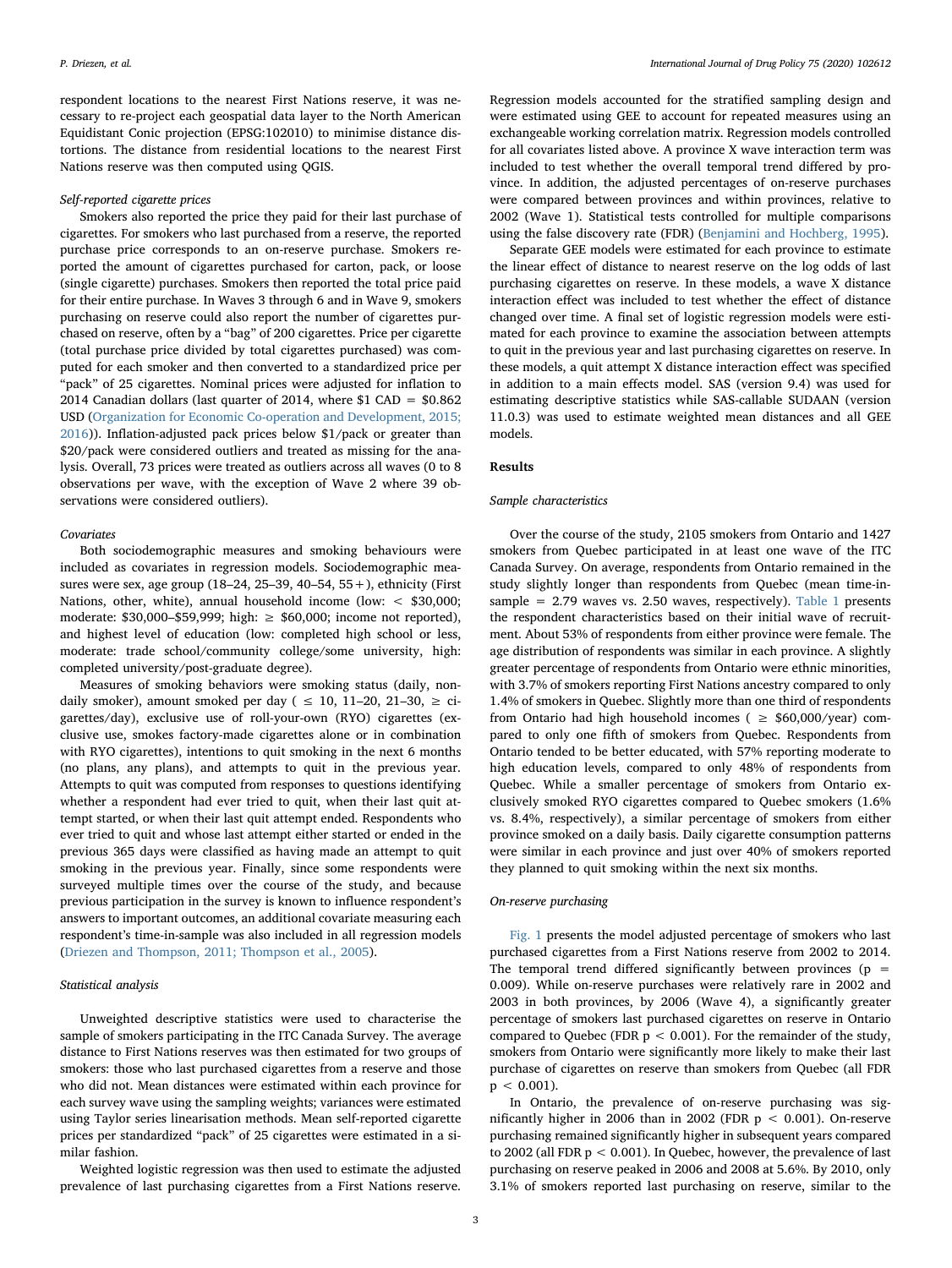respondent locations to the nearest First Nations reserve, it was necessary to re-project each geospatial data layer to the North American Equidistant Conic projection (EPSG:102010) to minimise distance distortions. The distance from residential locations to the nearest First Nations reserve was then computed using QGIS.

### *Self-reported cigarette prices*

Smokers also reported the price they paid for their last purchase of cigarettes. For smokers who last purchased from a reserve, the reported purchase price corresponds to an on-reserve purchase. Smokers reported the amount of cigarettes purchased for carton, pack, or loose (single cigarette) purchases. Smokers then reported the total price paid for their entire purchase. In Waves 3 through 6 and in Wave 9, smokers purchasing on reserve could also report the number of cigarettes purchased on reserve, often by a "bag" of 200 cigarettes. Price per cigarette (total purchase price divided by total cigarettes purchased) was computed for each smoker and then converted to a standardized price per "pack" of 25 cigarettes. Nominal prices were adjusted for inflation to 2014 Canadian dollars (last quarter of 2014, where $1 CAD = $0.862 USD (Organization for Economic Co-operation and Development, 2015; 2016)). Inflation-adjusted pack prices below $1/pack or greater than $20/pack were considered outliers and treated as missing for the analysis. Overall, 73 prices were treated as outliers across all waves (0 to 8 observations per wave, with the exception of Wave 2 where 39 observations were considered outliers).

### *Covariates*

Both sociodemographic measures and smoking behaviours were included as covariates in regression models. Sociodemographic measures were sex, age group (18–24, 25–39, 40–54, 55+), ethnicity (First Nations, other, white), annual household income (low: < $30,000; moderate: $30,000–$59,999; high: ≥ $60,000; income not reported), and highest level of education (low: completed high school or less, moderate: trade school/community college/some university, high: completed university/post-graduate degree).

Measures of smoking behaviors were smoking status (daily, non-daily smoker), amount smoked per day (≤ 10, 11–20, 21–30, ≥ cigarettes/day), exclusive use of roll-your-own (RYO) cigarettes (exclusive use, smokes factory-made cigarettes alone or in combination with RYO cigarettes), intentions to quit smoking in the next 6 months (no plans, any plans), and attempts to quit in the previous year. Attempts to quit was computed from responses to questions identifying whether a respondent had ever tried to quit, when their last quit attempt started, or when their last quit attempt ended. Respondents who ever tried to quit and whose last attempt either started or ended in the previous 365 days were classified as having made an attempt to quit smoking in the previous year. Finally, since some respondents were surveyed multiple times over the course of the study, and because previous participation in the survey is known to influence respondent's answers to important outcomes, an additional covariate measuring each respondent's time-in-sample was also included in all regression models (Driezen and Thompson, 2011; Thompson et al., 2005).

### *Statistical analysis*

Unweighted descriptive statistics were used to characterise the sample of smokers participating in the ITC Canada Survey. The average distance to First Nations reserves was then estimated for two groups of smokers: those who last purchased cigarettes from a reserve and those who did not. Mean distances were estimated within each province for each survey wave using the sampling weights; variances were estimated using Taylor series linearisation methods. Mean self-reported cigarette prices per standardized "pack" of 25 cigarettes were estimated in a similar fashion.

Weighted logistic regression was then used to estimate the adjusted prevalence of last purchasing cigarettes from a First Nations reserve. Regression models accounted for the stratified sampling design and were estimated using GEE to account for repeated measures using an exchangeable working correlation matrix. Regression models controlled for all covariates listed above. A province X wave interaction term was included to test whether the overall temporal trend differed by province. In addition, the adjusted percentages of on-reserve purchases were compared between provinces and within provinces, relative to 2002 (Wave 1). Statistical tests controlled for multiple comparisons using the false discovery rate (FDR) (Benjamini and Hochberg, 1995).

Separate GEE models were estimated for each province to estimate the linear effect of distance to nearest reserve on the log odds of last purchasing cigarettes on reserve. In these models, a wave X distance interaction effect was included to test whether the effect of distance changed over time. A final set of logistic regression models were estimated for each province to examine the association between attempts to quit in the previous year and last purchasing cigarettes on reserve. In these models, a quit attempt X distance interaction effect was specified in addition to a main effects model. SAS (version 9.4) was used for estimating descriptive statistics while SAS-callable SUDAAN (version 11.0.3) was used to estimate weighted mean distances and all GEE models.

## Results

### *Sample characteristics*

Over the course of the study, 2105 smokers from Ontario and 1427 smokers from Quebec participated in at least one wave of the ITC Canada Survey. On average, respondents from Ontario remained in the study slightly longer than respondents from Quebec (mean time-in-sample = 2.79 waves vs. 2.50 waves, respectively). Table 1 presents the respondent characteristics based on their initial wave of recruitment. About 53% of respondents from either province were female. The age distribution of respondents was similar in each province. A slightly greater percentage of respondents from Ontario were ethnic minorities, with 3.7% of smokers reporting First Nations ancestry compared to only 1.4% of smokers in Quebec. Slightly more than one third of respondents from Ontario had high household incomes (≥ $60,000/year) compared to only one fifth of smokers from Quebec. Respondents from Ontario tended to be better educated, with 57% reporting moderate to high education levels, compared to only 48% of respondents from Quebec. While a smaller percentage of smokers from Ontario exclusively smoked RYO cigarettes compared to Quebec smokers (1.6% vs. 8.4%, respectively), a similar percentage of smokers from either province smoked on a daily basis. Daily cigarette consumption patterns were similar in each province and just over 40% of smokers reported they planned to quit smoking within the next six months.

### *On-reserve purchasing*

Fig. 1 presents the model adjusted percentage of smokers who last purchased cigarettes from a First Nations reserve from 2002 to 2014. The temporal trend differed significantly between provinces ($p = 0.009$). While on-reserve purchases were relatively rare in 2002 and 2003 in both provinces, by 2006 (Wave 4), a significantly greater percentage of smokers last purchased cigarettes on reserve in Ontario compared to Quebec (FDR $p < 0.001$). For the remainder of the study, smokers from Ontario were significantly more likely to make their last purchase of cigarettes on reserve than smokers from Quebec (all FDR $p < 0.001$).

In Ontario, the prevalence of on-reserve purchasing was significantly higher in 2006 than in 2002 (FDR $p < 0.001$). On-reserve purchasing remained significantly higher in subsequent years compared to 2002 (all FDR $p < 0.001$). In Quebec, however, the prevalence of last purchasing on reserve peaked in 2006 and 2008 at 5.6%. By 2010, only 3.1% of smokers reported last purchasing on reserve, similar to the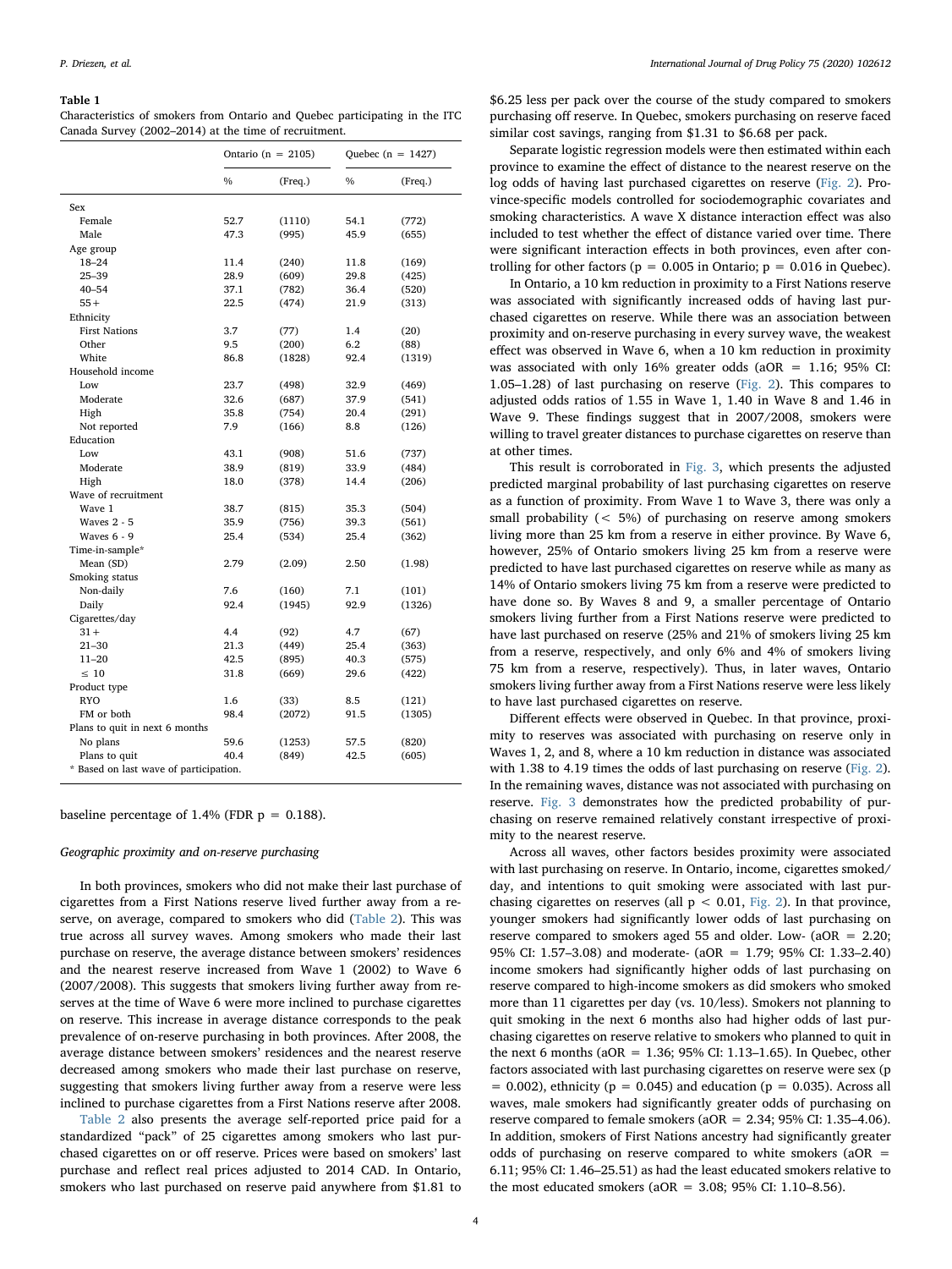**Table 1**
Characteristics of smokers from Ontario and Quebec participating in the ITC Canada Survey (2002–2014) at the time of recruitment.

| | Ontario (n = 2105) | | Quebec (n = 1427) | |
|---|---|---|---|---|
| | % | (Freq.) | % | (Freq.) |
| Sex | | | | |
| Female | 52.7 | (1110) | 54.1 | (772) |
| Male | 47.3 | (995) | 45.9 | (655) |
| Age group | | | | |
| 18–24 | 11.4 | (240) | 11.8 | (169) |
| 25–39 | 28.9 | (609) | 29.8 | (425) |
| 40–54 | 37.1 | (782) | 36.4 | (520) |
| 55+ | 22.5 | (474) | 21.9 | (313) |
| Ethnicity | | | | |
| First Nations | 3.7 | (77) | 1.4 | (20) |
| Other | 9.5 | (200) | 6.2 | (88) |
| White | 86.8 | (1828) | 92.4 | (1319) |
| Household income | | | | |
| Low | 23.7 | (498) | 32.9 | (469) |
| Moderate | 32.6 | (687) | 37.9 | (541) |
| High | 35.8 | (754) | 20.4 | (291) |
| Not reported | 7.9 | (166) | 8.8 | (126) |
| Education | | | | |
| Low | 43.1 | (908) | 51.6 | (737) |
| Moderate | 38.9 | (819) | 33.9 | (484) |
| High | 18.0 | (378) | 14.4 | (206) |
| Wave of recruitment | | | | |
| Wave 1 | 38.7 | (815) | 35.3 | (504) |
| Waves 2 - 5 | 35.9 | (756) | 39.3 | (561) |
| Waves 6 - 9 | 25.4 | (534) | 25.4 | (362) |
| Time-in-sample* | | | | |
| Mean (SD) | 2.79 | (2.09) | 2.50 | (1.98) |
| Smoking status | | | | |
| Non-daily | 7.6 | (160) | 7.1 | (101) |
| Daily | 92.4 | (1945) | 92.9 | (1326) |
| Cigarettes/day | | | | |
| 31+ | 4.4 | (92) | 4.7 | (67) |
| 21–30 | 21.3 | (449) | 25.4 | (363) |
| 11–20 | 42.5 | (895) | 40.3 | (575) |
| ≤ 10 | 31.8 | (669) | 29.6 | (422) |
| Product type | | | | |
| RYO | 1.6 | (33) | 8.5 | (121) |
| FM or both | 98.4 | (2072) | 91.5 | (1305) |
| Plans to quit in next 6 months | | | | |
| No plans | 59.6 | (1253) | 57.5 | (820) |
| Plans to quit | 40.4 | (849) | 42.5 | (605) |

\* Based on last wave of participation.

baseline percentage of 1.4% (FDR p = 0.188).

*Geographic proximity and on-reserve purchasing*

In both provinces, smokers who did not make their last purchase of cigarettes from a First Nations reserve lived further away from a reserve, on average, compared to smokers who did (Table 2). This was true across all survey waves. Among smokers who made their last purchase on reserve, the average distance between smokers' residences and the nearest reserve increased from Wave 1 (2002) to Wave 6 (2007/2008). This suggests that smokers living further away from reserves at the time of Wave 6 were more inclined to purchase cigarettes on reserve. This increase in average distance corresponds to the peak prevalence of on-reserve purchasing in both provinces. After 2008, the average distance between smokers' residences and the nearest reserve decreased among smokers who made their last purchase on reserve, suggesting that smokers living further away from a reserve were less inclined to purchase cigarettes from a First Nations reserve after 2008.

Table 2 also presents the average self-reported price paid for a standardized "pack" of 25 cigarettes among smokers who last purchased cigarettes on or off reserve. Prices were based on smokers' last purchase and reflect real prices adjusted to 2014 CAD. In Ontario, smokers who last purchased on reserve paid anywhere from $1.81 to $6.25 less per pack over the course of the study compared to smokers purchasing off reserve. In Quebec, smokers purchasing on reserve faced similar cost savings, ranging from $1.31 to $6.68 per pack.

Separate logistic regression models were then estimated within each province to examine the effect of distance to the nearest reserve on the log odds of having last purchased cigarettes on reserve (Fig. 2). Province-specific models controlled for sociodemographic covariates and smoking characteristics. A wave X distance interaction effect was also included to test whether the effect of distance varied over time. There were significant interaction effects in both provinces, even after controlling for other factors ($p = 0.005$ in Ontario; $p = 0.016$ in Quebec).

In Ontario, a 10 km reduction in proximity to a First Nations reserve was associated with significantly increased odds of having last purchased cigarettes on reserve. While there was an association between proximity and on-reserve purchasing in every survey wave, the weakest effect was observed in Wave 6, when a 10 km reduction in proximity was associated with only 16% greater odds (aOR = 1.16; 95% CI: 1.05–1.28) of last purchasing on reserve (Fig. 2). This compares to adjusted odds ratios of 1.55 in Wave 1, 1.40 in Wave 8 and 1.46 in Wave 9. These findings suggest that in 2007/2008, smokers were willing to travel greater distances to purchase cigarettes on reserve than at other times.

This result is corroborated in Fig. 3, which presents the adjusted predicted marginal probability of last purchasing cigarettes on reserve as a function of proximity. From Wave 1 to Wave 3, there was only a small probability (< 5%) of purchasing on reserve among smokers living more than 25 km from a reserve in either province. By Wave 6, however, 25% of Ontario smokers living 25 km from a reserve were predicted to have last purchased cigarettes on reserve while as many as 14% of Ontario smokers living 75 km from a reserve were predicted to have done so. By Waves 8 and 9, a smaller percentage of Ontario smokers living further from a First Nations reserve were predicted to have last purchased on reserve (25% and 21% of smokers living 25 km from a reserve, respectively, and only 6% and 4% of smokers living 75 km from a reserve, respectively). Thus, in later waves, Ontario smokers living further away from a First Nations reserve were less likely to have last purchased cigarettes on reserve.

Different effects were observed in Quebec. In that province, proximity to reserves was associated with purchasing on reserve only in Waves 1, 2, and 8, where a 10 km reduction in distance was associated with 1.38 to 4.19 times the odds of last purchasing on reserve (Fig. 2). In the remaining waves, distance was not associated with purchasing on reserve. Fig. 3 demonstrates how the predicted probability of purchasing on reserve remained relatively constant irrespective of proximity to the nearest reserve.

Across all waves, other factors besides proximity were associated with last purchasing on reserve. In Ontario, income, cigarettes smoked/day, and intentions to quit smoking were associated with last purchasing cigarettes on reserves (all $p < 0.01$, Fig. 2). In that province, younger smokers had significantly lower odds of last purchasing on reserve compared to smokers aged 55 and older. Low- (aOR = 2.20; 95% CI: 1.57–3.08) and moderate- (aOR = 1.79; 95% CI: 1.33–2.40) income smokers had significantly higher odds of last purchasing on reserve compared to high-income smokers as did smokers who smoked more than 11 cigarettes per day (vs. 10/less). Smokers not planning to quit smoking in the next 6 months also had higher odds of last purchasing cigarettes on reserve relative to smokers who planned to quit in the next 6 months (aOR = 1.36; 95% CI: 1.13–1.65). In Quebec, other factors associated with last purchasing cigarettes on reserve were sex ($p = 0.002$), ethnicity ($p = 0.045$) and education ($p = 0.035$). Across all waves, male smokers had significantly greater odds of purchasing on reserve compared to female smokers (aOR = 2.34; 95% CI: 1.35–4.06). In addition, smokers of First Nations ancestry had significantly greater odds of purchasing on reserve compared to white smokers (aOR = 6.11; 95% CI: 1.46–25.51) as had the least educated smokers relative to the most educated smokers (aOR = 3.08; 95% CI: 1.10–8.56).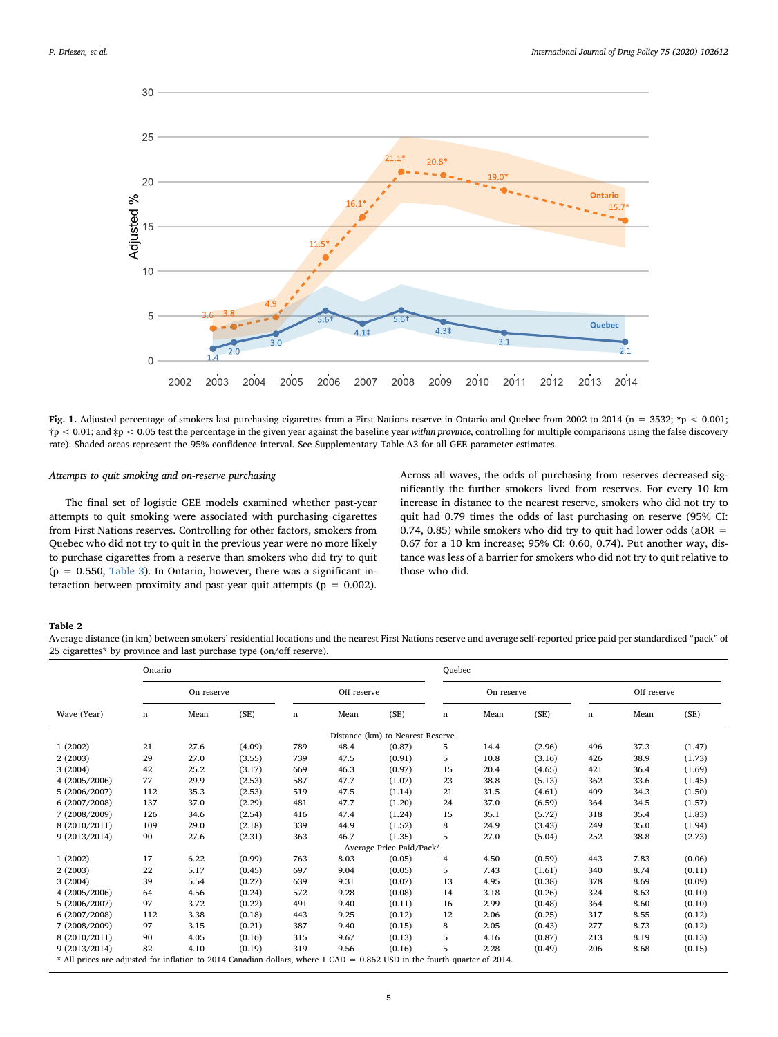**Fig. 1.** Adjusted percentage of smokers last purchasing cigarettes from a First Nations reserve in Ontario and Quebec from 2002 to 2014 (n = 3532; *p < 0.001; †p < 0.01; and ‡p < 0.05 test the percentage in the given year against the baseline year *within province*, controlling for multiple comparisons using the false discovery rate). Shaded areas represent the 95% confidence interval. See Supplementary Table A3 for all GEE parameter estimates.

### *Attempts to quit smoking and on-reserve purchasing*

The final set of logistic GEE models examined whether past-year attempts to quit smoking were associated with purchasing cigarettes from First Nations reserves. Controlling for other factors, smokers from Quebec who did not try to quit in the previous year were no more likely to purchase cigarettes from a reserve than smokers who did try to quit (p = 0.550, Table 3). In Ontario, however, there was a significant interaction between proximity and past-year quit attempts (p = 0.002). Across all waves, the odds of purchasing from reserves decreased significantly the further smokers lived from reserves. For every 10 km increase in distance to the nearest reserve, smokers who did not try to quit had 0.79 times the odds of last purchasing on reserve (95% CI: 0.74, 0.85) while smokers who did try to quit had lower odds (aOR = 0.67 for a 10 km increase; 95% CI: 0.60, 0.74). Put another way, distance was less of a barrier for smokers who did not try to quit relative to those who did.

**Table 2**
Average distance (in km) between smokers' residential locations and the nearest First Nations reserve and average self-reported price paid per standardized "pack" of 25 cigarettes* by province and last purchase type (on/off reserve).

| | Ontario | | | | | | Quebec | | | | | |
|---|---|---|---|---|---|---|---|---|---|---|---|---|
| | On reserve | | | Off reserve | | | On reserve | | | Off reserve | | |
| Wave (Year) | n | Mean | (SE) | n | Mean | (SE) | n | Mean | (SE) | n | Mean | (SE) |
| | | | | | Distance (km) to Nearest Reserve | | | | | | | |
| 1 (2002) | 21 | 27.6 | (4.09) | 789 | 48.4 | (0.87) | 5 | 14.4 | (2.96) | 496 | 37.3 | (1.47) |
| 2 (2003) | 29 | 27.0 | (3.55) | 739 | 47.5 | (0.91) | 5 | 10.8 | (3.16) | 426 | 38.9 | (1.73) |
| 3 (2004) | 42 | 25.2 | (3.17) | 669 | 46.3 | (0.97) | 15 | 20.4 | (4.65) | 421 | 36.4 | (1.69) |
| 4 (2005/2006) | 77 | 29.9 | (2.53) | 587 | 47.7 | (1.07) | 23 | 38.8 | (5.13) | 362 | 33.6 | (1.45) |
| 5 (2006/2007) | 112 | 35.3 | (2.53) | 519 | 47.5 | (1.14) | 21 | 31.5 | (4.61) | 409 | 34.3 | (1.50) |
| 6 (2007/2008) | 137 | 37.0 | (2.29) | 481 | 47.7 | (1.20) | 24 | 37.0 | (6.59) | 364 | 34.5 | (1.57) |
| 7 (2008/2009) | 126 | 34.6 | (2.54) | 416 | 47.4 | (1.24) | 15 | 35.1 | (5.72) | 318 | 35.4 | (1.83) |
| 8 (2010/2011) | 109 | 29.0 | (2.18) | 339 | 44.9 | (1.52) | 8 | 24.9 | (3.43) | 249 | 35.0 | (1.94) |
| 9 (2013/2014) | 90 | 27.6 | (2.31) | 363 | 46.7 | (1.35) | 5 | 27.0 | (5.04) | 252 | 38.8 | (2.73) |
| | | | | | Average Price Paid/Pack* | | | | | | | |
| 1 (2002) | 17 | 6.22 | (0.99) | 763 | 8.03 | (0.05) | 4 | 4.50 | (0.59) | 443 | 7.83 | (0.06) |
| 2 (2003) | 22 | 5.17 | (0.45) | 697 | 9.04 | (0.05) | 5 | 7.43 | (1.61) | 340 | 8.74 | (0.11) |
| 3 (2004) | 39 | 5.54 | (0.27) | 639 | 9.31 | (0.07) | 13 | 4.95 | (0.38) | 378 | 8.69 | (0.09) |
| 4 (2005/2006) | 64 | 4.56 | (0.24) | 572 | 9.28 | (0.08) | 14 | 3.18 | (0.26) | 324 | 8.63 | (0.10) |
| 5 (2006/2007) | 97 | 3.72 | (0.22) | 491 | 9.40 | (0.11) | 16 | 2.99 | (0.48) | 364 | 8.60 | (0.10) |
| 6 (2007/2008) | 112 | 3.38 | (0.18) | 443 | 9.25 | (0.12) | 12 | 2.06 | (0.25) | 317 | 8.55 | (0.12) |
| 7 (2008/2009) | 97 | 3.15 | (0.21) | 387 | 9.40 | (0.15) | 8 | 2.05 | (0.43) | 277 | 8.73 | (0.12) |
| 8 (2010/2011) | 90 | 4.05 | (0.16) | 315 | 9.67 | (0.13) | 5 | 4.16 | (0.87) | 213 | 8.19 | (0.13) |
| 9 (2013/2014) | 82 | 4.10 | (0.19) | 319 | 9.56 | (0.16) | 5 | 2.28 | (0.49) | 206 | 8.68 | (0.15) |

* All prices are adjusted for inflation to 2014 Canadian dollars, where 1 CAD = 0.862 USD in the fourth quarter of 2014.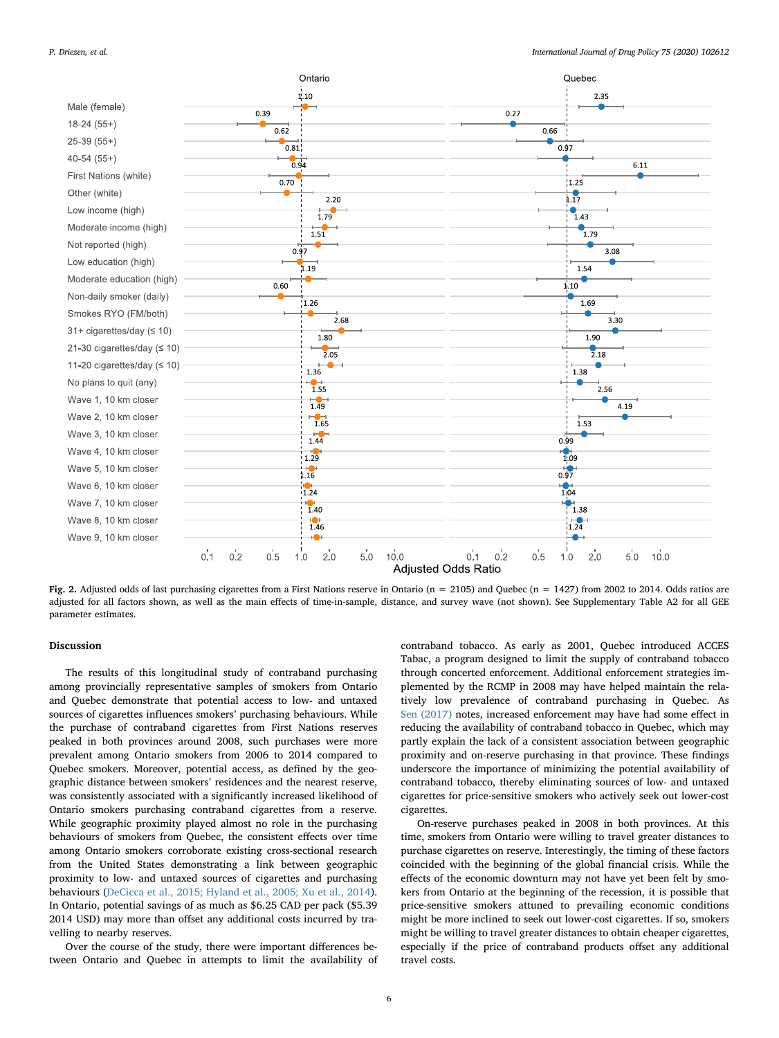**Fig. 2.** Adjusted odds of last purchasing cigarettes from a First Nations reserve in Ontario (n = 2105) and Quebec (n = 1427) from 2002 to 2014. Odds ratios are adjusted for all factors shown, as well as the main effects of time-in-sample, distance, and survey wave (not shown). See Supplementary Table A2 for all GEE parameter estimates.

## Discussion

The results of this longitudinal study of contraband purchasing among provincially representative samples of smokers from Ontario and Quebec demonstrate that potential access to low- and untaxed sources of cigarettes influences smokers' purchasing behaviours. While the purchase of contraband cigarettes from First Nations reserves peaked in both provinces around 2008, such purchases were more prevalent among Ontario smokers from 2006 to 2014 compared to Quebec smokers. Moreover, potential access, as defined by the geographic distance between smokers' residences and the nearest reserve, was consistently associated with a significantly increased likelihood of Ontario smokers purchasing contraband cigarettes from a reserve. While geographic proximity played almost no role in the purchasing behaviours of smokers from Quebec, the consistent effects over time among Ontario smokers corroborate existing cross-sectional research from the United States demonstrating a link between geographic proximity to low- and untaxed sources of cigarettes and purchasing behaviours (DeCicca et al., 2015; Hyland et al., 2005; Xu et al., 2014). In Ontario, potential savings of as much as $6.25 CAD per pack ($5.39 2014 USD) may more than offset any additional costs incurred by travelling to nearby reserves.

Over the course of the study, there were important differences between Ontario and Quebec in attempts to limit the availability of contraband tobacco. As early as 2001, Quebec introduced ACCES Tabac, a program designed to limit the supply of contraband tobacco through concerted enforcement. Additional enforcement strategies implemented by the RCMP in 2008 may have helped maintain the relatively low prevalence of contraband purchasing in Quebec. As Sen (2017) notes, increased enforcement may have had some effect in reducing the availability of contraband tobacco in Quebec, which may partly explain the lack of a consistent association between geographic proximity and on-reserve purchasing in that province. These findings underscore the importance of minimizing the potential availability of contraband tobacco, thereby eliminating sources of low- and untaxed cigarettes for price-sensitive smokers who actively seek out lower-cost cigarettes.

On-reserve purchases peaked in 2008 in both provinces. At this time, smokers from Ontario were willing to travel greater distances to purchase cigarettes on reserve. Interestingly, the timing of these factors coincided with the beginning of the global financial crisis. While the effects of the economic downturn may not have yet been felt by smokers from Ontario at the beginning of the recession, it is possible that price-sensitive smokers attuned to prevailing economic conditions might be more inclined to seek out lower-cost cigarettes. If so, smokers might be willing to travel greater distances to obtain cheaper cigarettes, especially if the price of contraband products offset any additional travel costs.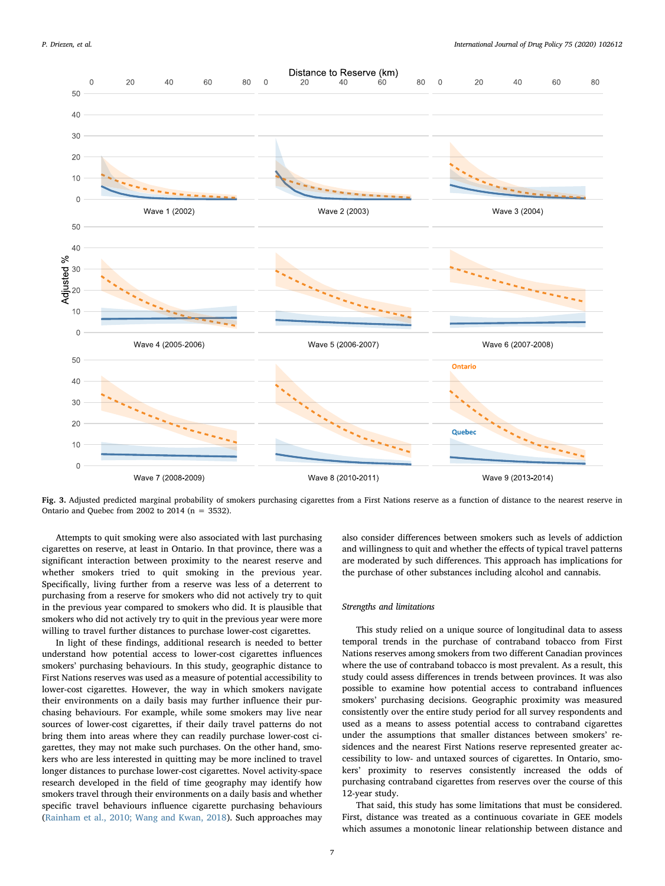**Fig. 3.** Adjusted predicted marginal probability of smokers purchasing cigarettes from a First Nations reserve as a function of distance to the nearest reserve in Ontario and Quebec from 2002 to 2014 (n = 3532).

Attempts to quit smoking were also associated with last purchasing cigarettes on reserve, at least in Ontario. In that province, there was a significant interaction between proximity to the nearest reserve and whether smokers tried to quit smoking in the previous year. Specifically, living further from a reserve was less of a deterrent to purchasing from a reserve for smokers who did not actively try to quit in the previous year compared to smokers who did. It is plausible that smokers who did not actively try to quit in the previous year were more willing to travel further distances to purchase lower-cost cigarettes.

In light of these findings, additional research is needed to better understand how potential access to lower-cost cigarettes influences smokers' purchasing behaviours. In this study, geographic distance to First Nations reserves was used as a measure of potential accessibility to lower-cost cigarettes. However, the way in which smokers navigate their environments on a daily basis may further influence their purchasing behaviours. For example, while some smokers may live near sources of lower-cost cigarettes, if their daily travel patterns do not bring them into areas where they can readily purchase lower-cost cigarettes, they may not make such purchases. On the other hand, smokers who are less interested in quitting may be more inclined to travel longer distances to purchase lower-cost cigarettes. Novel activity-space research developed in the field of time geography may identify how smokers travel through their environments on a daily basis and whether specific travel behaviours influence cigarette purchasing behaviours (Rainham et al., 2010; Wang and Kwan, 2018). Such approaches may also consider differences between smokers such as levels of addiction and willingness to quit and whether the effects of typical travel patterns are moderated by such differences. This approach has implications for the purchase of other substances including alcohol and cannabis.

### *Strengths and limitations*

This study relied on a unique source of longitudinal data to assess temporal trends in the purchase of contraband tobacco from First Nations reserves among smokers from two different Canadian provinces where the use of contraband tobacco is most prevalent. As a result, this study could assess differences in trends between provinces. It was also possible to examine how potential access to contraband influences smokers' purchasing decisions. Geographic proximity was measured consistently over the entire study period for all survey respondents and used as a means to assess potential access to contraband cigarettes under the assumptions that smaller distances between smokers' residences and the nearest First Nations reserve represented greater accessibility to low- and untaxed sources of cigarettes. In Ontario, smokers' proximity to reserves consistently increased the odds of purchasing contraband cigarettes from reserves over the course of this 12-year study.

That said, this study has some limitations that must be considered. First, distance was treated as a continuous covariate in GEE models which assumes a monotonic linear relationship between distance and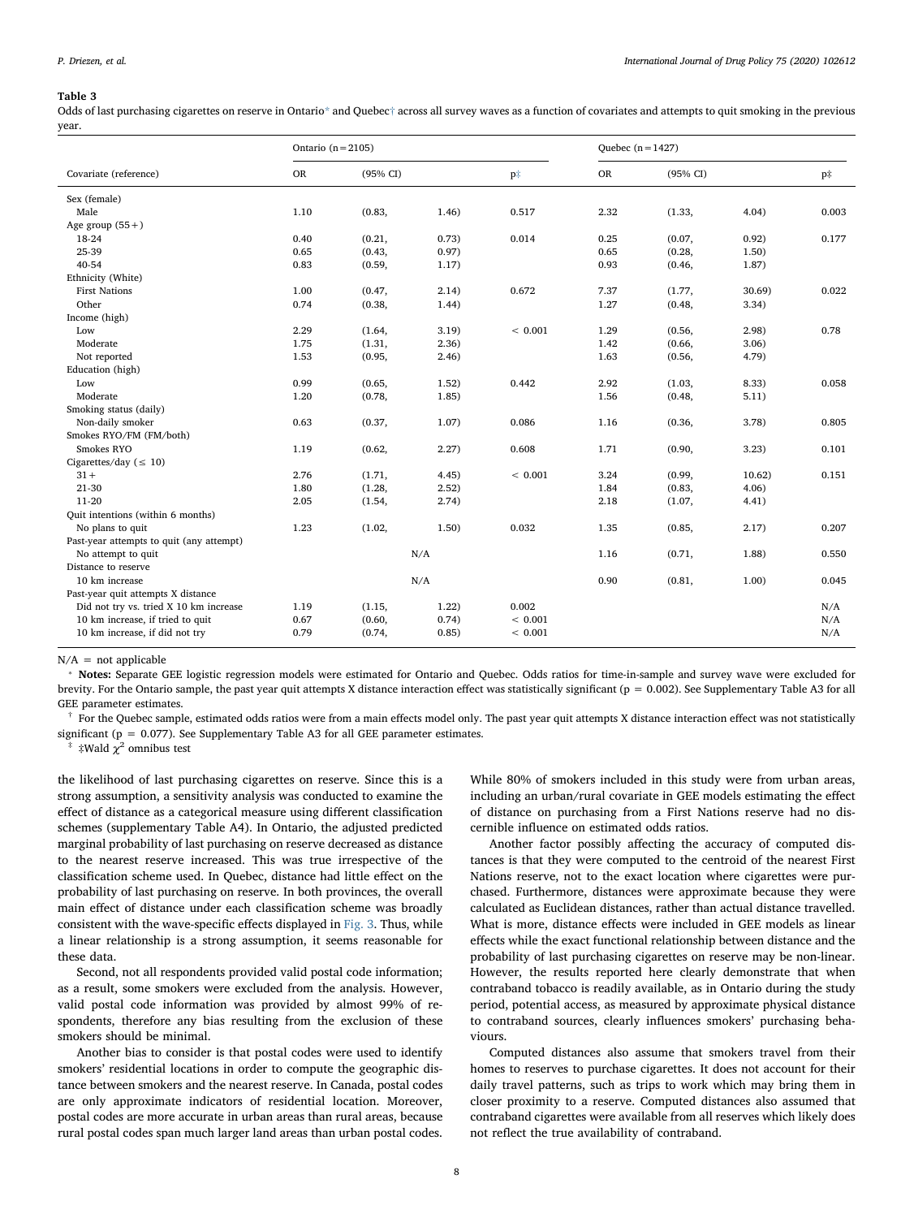**Table 3**

Odds of last purchasing cigarettes on reserve in Ontario* and Quebec† across all survey waves as a function of covariates and attempts to quit smoking in the previous year.

| Covariate (reference) | Ontario (n = 2105) | | | | Quebec (n = 1427) | | | |
|---|---|---|---|---|---|---|---|---|
| | OR | (95% CI) | | p‡ | OR | (95% CI) | | p‡ |
| Sex (female) | | | | | | | | |
| Male | 1.10 | (0.83, | 1.46) | 0.517 | 2.32 | (1.33, | 4.04) | 0.003 |
| Age group (55+) | | | | | | | | |
| 18-24 | 0.40 | (0.21, | 0.73) | 0.014 | 0.25 | (0.07, | 0.92) | 0.177 |
| 25-39 | 0.65 | (0.43, | 0.97) | | 0.65 | (0.28, | 1.50) | |
| 40-54 | 0.83 | (0.59, | 1.17) | | 0.93 | (0.46, | 1.87) | |
| Ethnicity (White) | | | | | | | | |
| First Nations | 1.00 | (0.47, | 2.14) | 0.672 | 7.37 | (1.77, | 30.69) | 0.022 |
| Other | 0.74 | (0.38, | 1.44) | | 1.27 | (0.48, | 3.34) | |
| Income (high) | | | | | | | | |
| Low | 2.29 | (1.64, | 3.19) | < 0.001 | 1.29 | (0.56, | 2.98) | 0.78 |
| Moderate | 1.75 | (1.31, | 2.36) | | 1.42 | (0.66, | 3.06) | |
| Not reported | 1.53 | (0.95, | 2.46) | | 1.63 | (0.56, | 4.79) | |
| Education (high) | | | | | | | | |
| Low | 0.99 | (0.65, | 1.52) | 0.442 | 2.92 | (1.03, | 8.33) | 0.058 |
| Moderate | 1.20 | (0.78, | 1.85) | | 1.56 | (0.48, | 5.11) | |
| Smoking status (daily) | | | | | | | | |
| Non-daily smoker | 0.63 | (0.37, | 1.07) | 0.086 | 1.16 | (0.36, | 3.78) | 0.805 |
| Smokes RYO/FM (FM/both) | | | | | | | | |
| Smokes RYO | 1.19 | (0.62, | 2.27) | 0.608 | 1.71 | (0.90, | 3.23) | 0.101 |
| Cigarettes/day (≤ 10) | | | | | | | | |
| 31+ | 2.76 | (1.71, | 4.45) | < 0.001 | 3.24 | (0.99, | 10.62) | 0.151 |
| 21-30 | 1.80 | (1.28, | 2.52) | | 1.84 | (0.83, | 4.06) | |
| 11-20 | 2.05 | (1.54, | 2.74) | | 2.18 | (1.07, | 4.41) | |
| Quit intentions (within 6 months) | | | | | | | | |
| No plans to quit | 1.23 | (1.02, | 1.50) | 0.032 | 1.35 | (0.85, | 2.17) | 0.207 |
| Past-year attempts to quit (any attempt) | | | | | | | | |
| No attempt to quit | | N/A | | | 1.16 | (0.71, | 1.88) | 0.550 |
| Distance to reserve | | | | | | | | |
| 10 km increase | | N/A | | | 0.90 | (0.81, | 1.00) | 0.045 |
| Past-year quit attempts X distance | | | | | | | | |
| Did not try vs. tried X 10 km increase | 1.19 | (1.15, | 1.22) | 0.002 | | | | N/A |
| 10 km increase, if tried to quit | 0.67 | (0.60, | 0.74) | < 0.001 | | | | N/A |
| 10 km increase, if did not try | 0.79 | (0.74, | 0.85) | < 0.001 | | | | N/A |

N/A = not applicable

\* **Notes:** Separate GEE logistic regression models were estimated for Ontario and Quebec. Odds ratios for time-in-sample and survey wave were excluded for brevity. For the Ontario sample, the past year quit attempts X distance interaction effect was statistically significant ($p = 0.002$). See Supplementary Table A3 for all GEE parameter estimates.

† For the Quebec sample, estimated odds ratios were from a main effects model only. The past year quit attempts X distance interaction effect was not statistically significant ($p = 0.077$). See Supplementary Table A3 for all GEE parameter estimates.

‡ ‡Wald $\chi^2$ omnibus test

the likelihood of last purchasing cigarettes on reserve. Since this is a strong assumption, a sensitivity analysis was conducted to examine the effect of distance as a categorical measure using different classification schemes (supplementary Table A4). In Ontario, the adjusted predicted marginal probability of last purchasing on reserve decreased as distance to the nearest reserve increased. This was true irrespective of the classification scheme used. In Quebec, distance had little effect on the probability of last purchasing on reserve. In both provinces, the overall main effect of distance under each classification scheme was broadly consistent with the wave-specific effects displayed in Fig. 3. Thus, while a linear relationship is a strong assumption, it seems reasonable for these data.

Second, not all respondents provided valid postal code information; as a result, some smokers were excluded from the analysis. However, valid postal code information was provided by almost 99% of respondents, therefore any bias resulting from the exclusion of these smokers should be minimal.

Another bias to consider is that postal codes were used to identify smokers' residential locations in order to compute the geographic distance between smokers and the nearest reserve. In Canada, postal codes are only approximate indicators of residential location. Moreover, postal codes are more accurate in urban areas than rural areas, because rural postal codes span much larger land areas than urban postal codes. While 80% of smokers included in this study were from urban areas, including an urban/rural covariate in GEE models estimating the effect of distance on purchasing from a First Nations reserve had no discernible influence on estimated odds ratios.

Another factor possibly affecting the accuracy of computed distances is that they were computed to the centroid of the nearest First Nations reserve, not to the exact location where cigarettes were purchased. Furthermore, distances were approximate because they were calculated as Euclidean distances, rather than actual distance travelled. What is more, distance effects were included in GEE models as linear effects while the exact functional relationship between distance and the probability of last purchasing cigarettes on reserve may be non-linear. However, the results reported here clearly demonstrate that when contraband tobacco is readily available, as in Ontario during the study period, potential access, as measured by approximate physical distance to contraband sources, clearly influences smokers' purchasing behaviours.

Computed distances also assume that smokers travel from their homes to reserves to purchase cigarettes. It does not account for their daily travel patterns, such as trips to work which may bring them in closer proximity to a reserve. Computed distances also assumed that contraband cigarettes were available from all reserves which likely does not reflect the true availability of contraband.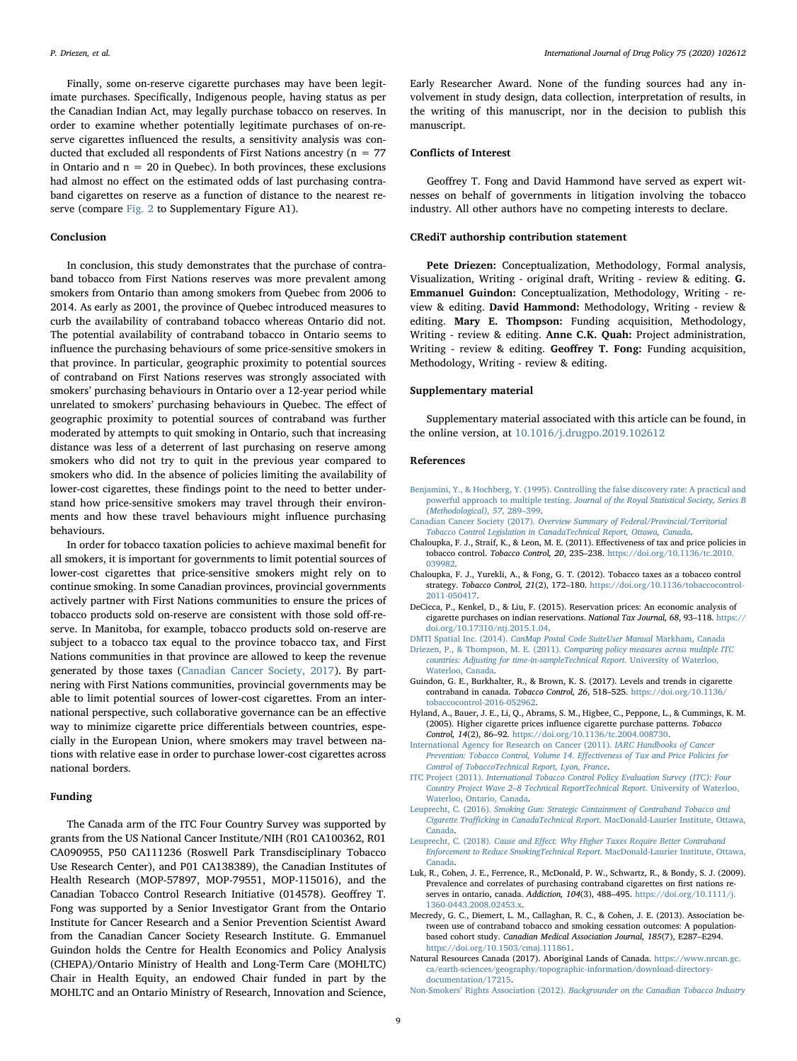Finally, some on-reserve cigarette purchases may have been legitimate purchases. Specifically, Indigenous people, having status as per the Canadian Indian Act, may legally purchase tobacco on reserves. In order to examine whether potentially legitimate purchases of on-reserve cigarettes influenced the results, a sensitivity analysis was conducted that excluded all respondents of First Nations ancestry (n = 77 in Ontario and n = 20 in Quebec). In both provinces, these exclusions had almost no effect on the estimated odds of last purchasing contraband cigarettes on reserve as a function of distance to the nearest reserve (compare Fig. 2 to Supplementary Figure A1).

## Conclusion

In conclusion, this study demonstrates that the purchase of contraband tobacco from First Nations reserves was more prevalent among smokers from Ontario than among smokers from Quebec from 2006 to 2014. As early as 2001, the province of Quebec introduced measures to curb the availability of contraband tobacco whereas Ontario did not. The potential availability of contraband tobacco in Ontario seems to influence the purchasing behaviours of some price-sensitive smokers in that province. In particular, geographic proximity to potential sources of contraband on First Nations reserves was strongly associated with smokers' purchasing behaviours in Ontario over a 12-year period while unrelated to smokers' purchasing behaviours in Quebec. The effect of geographic proximity to potential sources of contraband was further moderated by attempts to quit smoking in Ontario, such that increasing distance was less of a deterrent of last purchasing on reserve among smokers who did not try to quit in the previous year compared to smokers who did. In the absence of policies limiting the availability of lower-cost cigarettes, these findings point to the need to better understand how price-sensitive smokers may travel through their environments and how these travel behaviours might influence purchasing behaviours.

In order for tobacco taxation policies to achieve maximal benefit for all smokers, it is important for governments to limit potential sources of lower-cost cigarettes that price-sensitive smokers might rely on to continue smoking. In some Canadian provinces, provincial governments actively partner with First Nations communities to ensure the prices of tobacco products sold on-reserve are consistent with those sold off-reserve. In Manitoba, for example, tobacco products sold on-reserve are subject to a tobacco tax equal to the province tobacco tax, and First Nations communities in that province are allowed to keep the revenue generated by those taxes (Canadian Cancer Society, 2017). By partnering with First Nations communities, provincial governments may be able to limit potential sources of lower-cost cigarettes. From an international perspective, such collaborative governance can be an effective way to minimize cigarette price differentials between countries, especially in the European Union, where smokers may travel between nations with relative ease in order to purchase lower-cost cigarettes across national borders.

## Funding

The Canada arm of the ITC Four Country Survey was supported by grants from the US National Cancer Institute/NIH (R01 CA100362, R01 CA090955, P50 CA111236 (Roswell Park Transdisciplinary Tobacco Use Research Center), and P01 CA138389), the Canadian Institutes of Health Research (MOP-57897, MOP-79551, MOP-115016), and the Canadian Tobacco Control Research Initiative (014578). Geoffrey T. Fong was supported by a Senior Investigator Grant from the Ontario Institute for Cancer Research and a Senior Prevention Scientist Award from the Canadian Cancer Society Research Institute. G. Emmanuel Guindon holds the Centre for Health Economics and Policy Analysis (CHEPA)/Ontario Ministry of Health and Long-Term Care (MOHLTC) Chair in Health Equity, an endowed Chair funded in part by the MOHLTC and an Ontario Ministry of Research, Innovation and Science, Early Researcher Award. None of the funding sources had any involvement in study design, data collection, interpretation of results, in the writing of this manuscript, nor in the decision to publish this manuscript.

## Conflicts of Interest

Geoffrey T. Fong and David Hammond have served as expert witnesses on behalf of governments in litigation involving the tobacco industry. All other authors have no competing interests to declare.

## CRediT authorship contribution statement

**Pete Driezen:** Conceptualization, Methodology, Formal analysis, Visualization, Writing - original draft, Writing - review & editing. **G. Emmanuel Guindon:** Conceptualization, Methodology, Writing - review & editing. **David Hammond:** Methodology, Writing - review & editing. **Mary E. Thompson:** Funding acquisition, Methodology, Writing - review & editing. **Anne C.K. Quah:** Project administration, Writing - review & editing. **Geoffrey T. Fong:** Funding acquisition, Methodology, Writing - review & editing.

## Supplementary material

Supplementary material associated with this article can be found, in the online version, at 10.1016/j.drugpo.2019.102612

## References

Benjamini, Y., & Hochberg, Y. (1995). Controlling the false discovery rate: A practical and powerful approach to multiple testing. *Journal of the Royal Statistical Society, Series B (Methodological), 57*, 289–399.

Canadian Cancer Society (2017). *Overview Summary of Federal/Provincial/Territorial Tobacco Control Legislation in CanadaTechnical Report, Ottawa, Canada*.

Chaloupka, F. J., Straif, K., & Leon, M. E. (2011). Effectiveness of tax and price policies in tobacco control. *Tobacco Control, 20*, 235–238. https://doi.org/10.1136/tc.2010.039982.

Chaloupka, F. J., Yurekli, A., & Fong, G. T. (2012). Tobacco taxes as a tobacco control strategy. *Tobacco Control, 21*(2), 172–180. https://doi.org/10.1136/tobaccocontrol-2011-050417.

DeCicca, P., Kenkel, D., & Liu, F. (2015). Reservation prices: An economic analysis of cigarette purchases on indian reservations. *National Tax Journal, 68*, 93–118. https://doi.org/10.17310/ntj.2015.1.04.

DMTI Spatial Inc. (2014). *CanMap Postal Code SuiteUser Manual* Markham, Canada

Driezen, P., & Thompson, M. E. (2011). *Comparing policy measures across multiple ITC countries: Adjusting for time-in-sampleTechnical Report.* University of Waterloo, Waterloo, Canada.

Guindon, G. E., Burkhalter, R., & Brown, K. S. (2017). Levels and trends in cigarette contraband in canada. *Tobacco Control, 26*, 518–525. https://doi.org/10.1136/tobaccocontrol-2016-052962.

Hyland, A., Bauer, J. E., Li, Q., Abrams, S. M., Higbee, C., Peppone, L., & Cummings, K. M. (2005). Higher cigarette prices influence cigarette purchase patterns. *Tobacco Control, 14*(2), 86–92. https://doi.org/10.1136/tc.2004.008730.

International Agency for Research on Cancer (2011). *IARC Handbooks of Cancer Prevention: Tobacco Control, Volume 14. Effectiveness of Tax and Price Policies for Control of TobaccoTechnical Report, Lyon, France*.

ITC Project (2011). *International Tobacco Control Policy Evaluation Survey (ITC): Four Country Project Wave 2–8 Technical ReportTechnical Report.* University of Waterloo, Waterloo, Ontario, Canada.

Leuprecht, C. (2016). *Smoking Gun: Strategic Containment of Contraband Tobacco and Cigarette Trafficking in CanadaTechnical Report.* MacDonald-Laurier Institute, Ottawa, Canada.

Leuprecht, C. (2018). *Cause and Effect: Why Higher Taxes Require Better Contraband Enforcement to Reduce SmokingTechnical Report.* MacDonald-Laurier Institute, Ottawa, Canada.

Luk, R., Cohen, J. E., Ferrence, R., McDonald, P. W., Schwartz, R., & Bondy, S. J. (2009). Prevalence and correlates of purchasing contraband cigarettes on first nations reserves in ontario, canada. *Addiction, 104*(3), 488–495. https://doi.org/10.1111/j.1360-0443.2008.02453.x.

Mecredy, G. C., Diemert, L. M., Callaghan, R. C., & Cohen, J. E. (2013). Association between use of contraband tobacco and smoking cessation outcomes: A population-based cohort study. *Canadian Medical Association Journal, 185*(7), E287–E294. https://doi.org/10.1503/cmaj.111861.

Natural Resources Canada (2017). Aboriginal Lands of Canada. https://www.nrcan.gc.ca/earth-sciences/geography/topographic-information/download-directory-documentation/17215.

Non-Smokers' Rights Association (2012). *Backgrounder on the Canadian Tobacco Industry*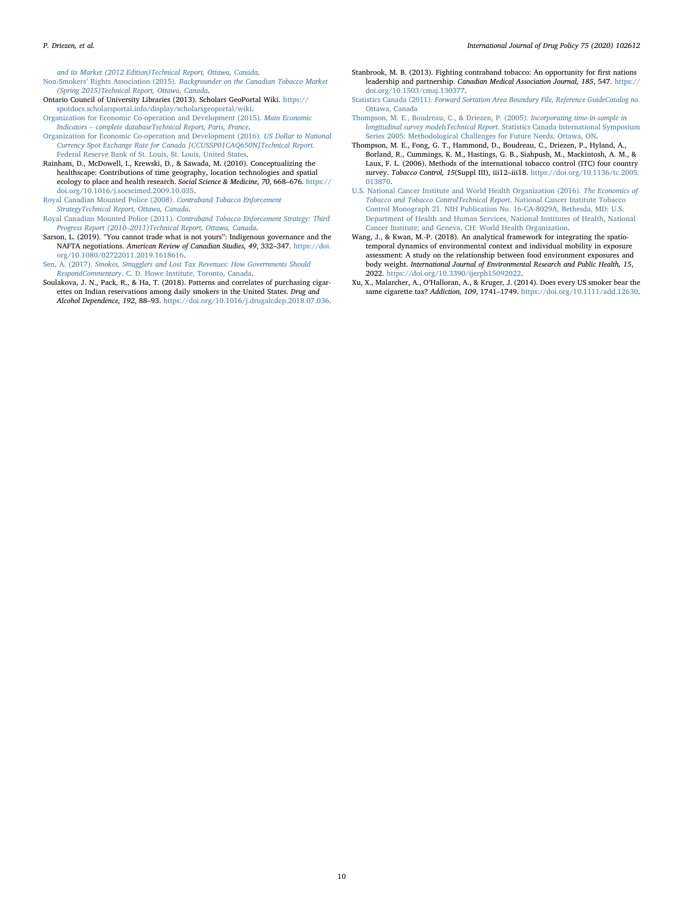*and its Market (2012 Edition)Technical Report, Ottawa, Canada*.

Non-Smokers' Rights Association (2015). *Backgrounder on the Canadian Tobacco Market (Spring 2015)Technical Report, Ottawa, Canada*.

Ontario Council of University Libraries (2013). Scholars GeoPortal Wiki. https://spotdocs.scholarsportal.info/display/scholarsgeoportal/wiki.

Organization for Economic Co-operation and Development (2015). *Main Economic Indicators – complete databaseTechnical Report, Paris, France*.

Organization for Economic Co-operation and Development (2016). *US Dollar to National Currency Spot Exchange Rate for Canada [CCUSSP01CAQ650N]Technical Report*. Federal Reserve Bank of St. Louis, St. Louis, United States.

Rainham, D., McDowell, I., Krewski, D., & Sawada, M. (2010). Conceptualizing the healthscape: Contributions of time geography, location technologies and spatial ecology to place and health research. *Social Science & Medicine, 70*, 668–676. https://doi.org/10.1016/j.socscimed.2009.10.035.

Royal Canadian Mounted Police (2008). *Contraband Tobacco Enforcement StrategyTechnical Report, Ottawa, Canada*.

Royal Canadian Mounted Police (2011). *Contraband Tobacco Enforcement Strategy: Third Progress Report (2010–2011)Technical Report, Ottawa, Canada*.

Sarson, L. (2019). "You cannot trade what is not yours": Indigenous governance and the NAFTA negotiations. *American Review of Canadian Studies, 49*, 332–347. https://doi.org/10.1080/02722011.2019.1618616.

Sen, A. (2017). *Smokes, Smugglers and Lost Tax Revenues: How Governments Should RespondCommentary*. C. D. Howe Institute, Toronto, Canada.

Soulakova, J. N., Pack, R., & Ha, T. (2018). Patterns and correlates of purchasing cigarettes on Indian reservations among daily smokers in the United States. *Drug and Alcohol Dependence, 192*, 88–93. https://doi.org/10.1016/j.drugalcdep.2018.07.036.

Stanbrook, M. B. (2013). Fighting contraband tobacco: An opportunity for first nations leadership and partnership. *Canadian Medical Association Journal, 185*, 547. https://doi.org/10.1503/cmaj.130377.

Statistics Canada (2011). *Forward Sortation Area Boundary File, Reference GuideCatalog no.* Ottawa, Canada

Thompson, M. E., Boudreau, C., & Driezen, P. (2005). *Incorporating time-in-sample in longitudinal survey modelsTechnical Report*. Statistics Canada International Symposium Series 2005: Methodological Challenges for Future Needs, Ottawa, ON.

Thompson, M. E., Fong, G. T., Hammond, D., Boudreau, C., Driezen, P., Hyland, A., Borland, R., Cummings, K. M., Hastings, G. B., Siahpush, M., Mackintosh, A. M., & Laux, F. L. (2006). Methods of the international tobacco control (ITC) four country survey. *Tobacco Control, 15*(Suppl III), iii12–iii18. https://doi.org/10.1136/tc.2005.013870.

U.S. National Cancer Institute and World Health Organization (2016). *The Economics of Tobacco and Tobacco ControlTechnical Report*. National Cancer Institute Tobacco Control Monograph 21. NIH Publication No. 16-CA-8029A, Bethesda, MD: U.S. Department of Health and Human Services, National Institutes of Health, National Cancer Institute; and Geneva, CH: World Health Organization.

Wang, J., & Kwan, M.-P. (2018). An analytical framework for integrating the spatiotemporal dynamics of environmental context and individual mobility in exposure assessment: A study on the relationship between food environment exposures and body weight. *International Journal of Environmental Research and Public Health, 15*, 2022. https://doi.org/10.3390/ijerph15092022.

Xu, X., Malarcher, A., O'Halloran, A., & Kruger, J. (2014). Does every US smoker bear the same cigarette tax? *Addiction, 109*, 1741–1749. https://doi.org/10.1111/add.12630.